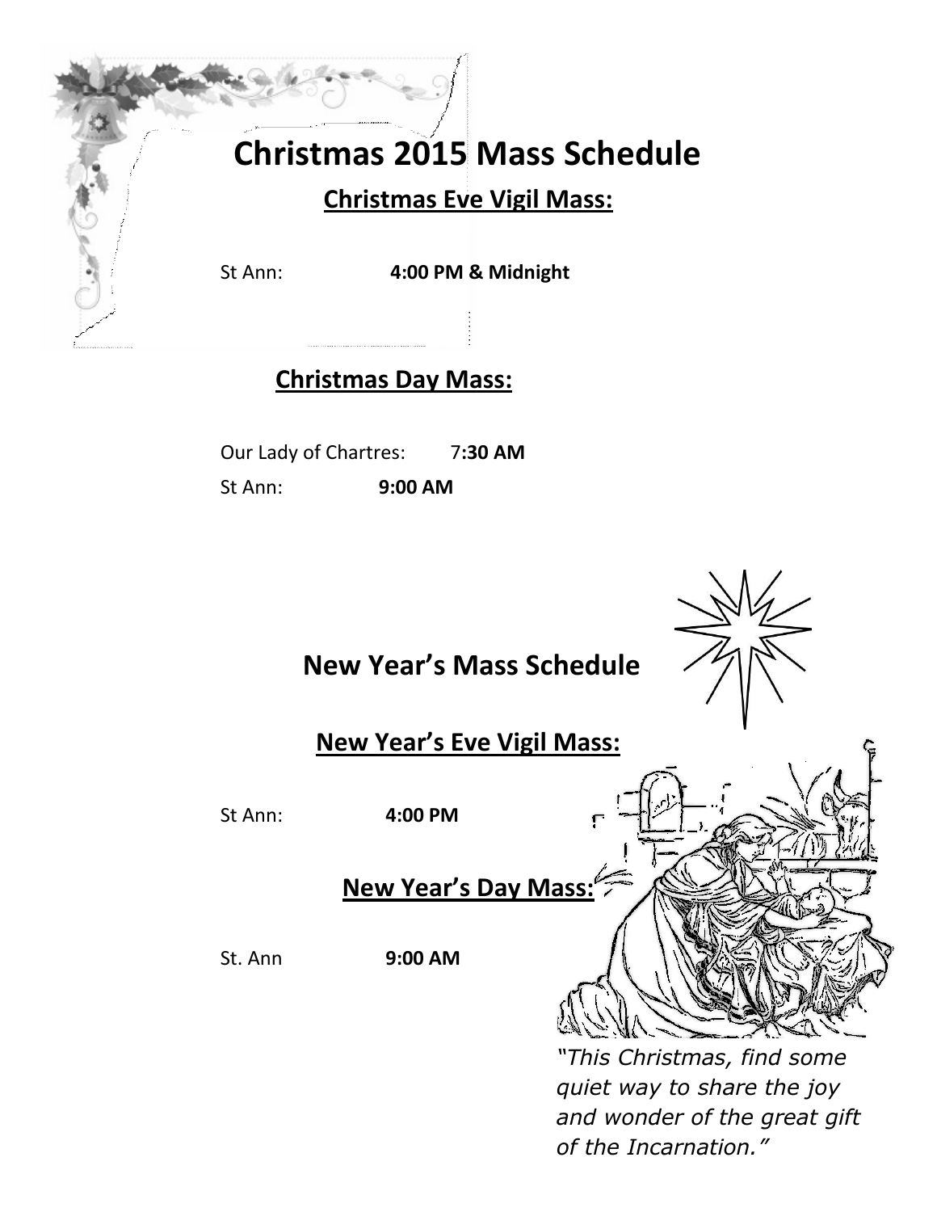# Christmas 2015 Mass Schedule

## Christmas Eve Vigil Mass:

St Ann: **4:00 PM & Midnight**

## Christmas Day Mass:

Our Lady of Chartres: 7**:30 AM**

St Ann: **9:00 AM**

# New Year's Mass Schedule

## New Year's Eve Vigil Mass:

St Ann: **4:00 PM**

## New Year's Day Mass:

St. Ann **9:00 AM**

*"This Christmas, find some quiet way to share the joy and wonder of the great gift of the Incarnation."*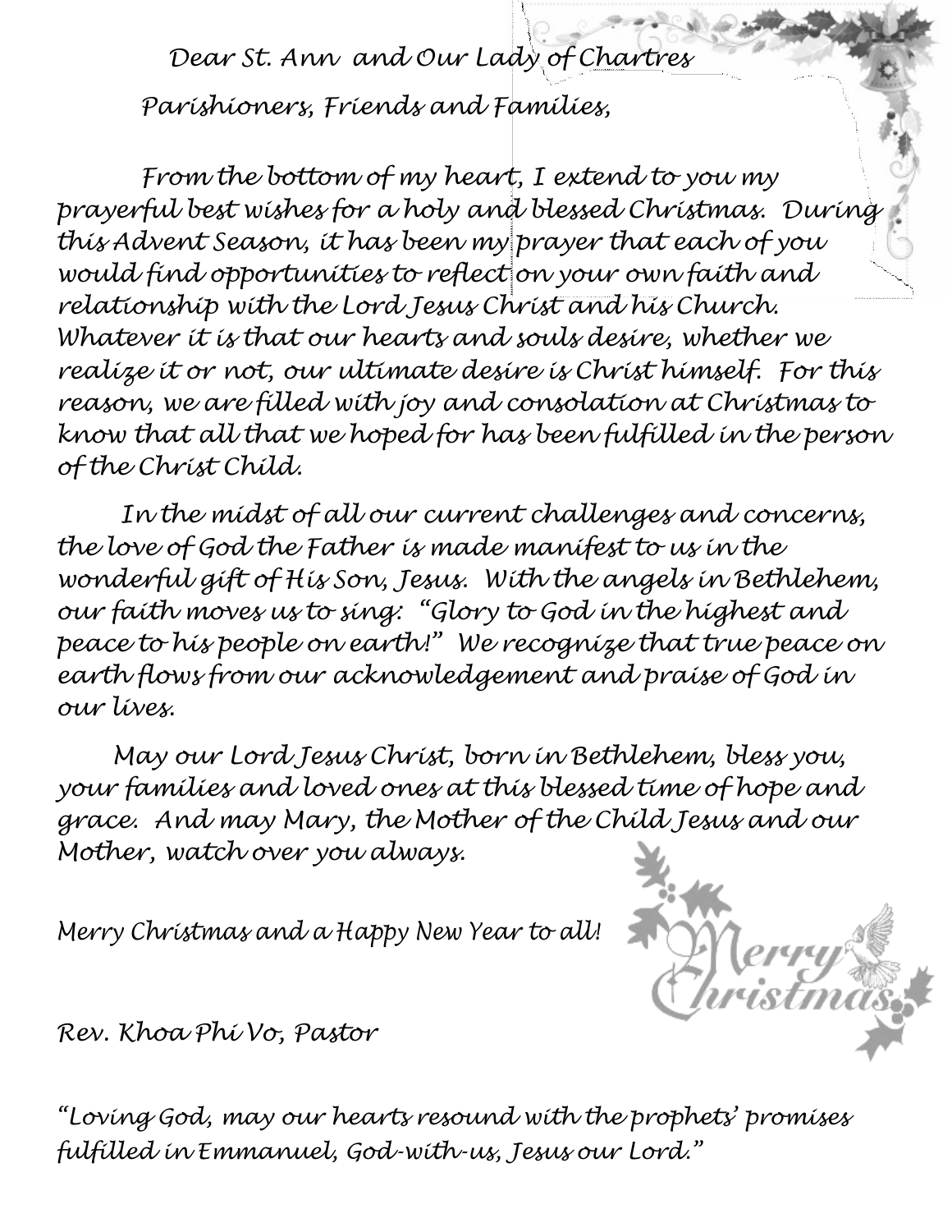Dear St. Ann and Our Lady of Chartres Parishioners, Friends and Families,

From the bottom of my heart, I extend to you my prayerful best wishes for a holy and blessed Christmas. During this Advent Season, it has been my prayer that each of you would find opportunities to reflect on your own faith and relationship with the Lord Jesus Christ and his Church. Whatever it is that our hearts and souls desire, whether we realize it or not, our ultimate desire is Christ himself. For this reason, we are filled with joy and consolation at Christmas to know that all that we hoped for has been fulfilled in the person of the Christ Child.

In the midst of all our current challenges and concerns, the love of God the Father is made manifest to us in the wonderful gift of His Son, Jesus. With the angels in Bethlehem, our faith moves us to sing: "Glory to God in the highest and peace to his people on earth!" We recognize that true peace on earth flows from our acknowledgement and praise of God in our lives.

May our Lord Jesus Christ, born in Bethlehem, bless you, your families and loved ones at this blessed time of hope and grace. And may Mary, the Mother of the Child Jesus and our Mother, watch over you always.

Merry Christmas and a Happy New Year to all!

Merry Christmas

Rev. Khoa Phi Vo, Pastor

"Loving God, may our hearts resound with the prophets' promises fulfilled in Emmanuel, God-with-us, Jesus our Lord."